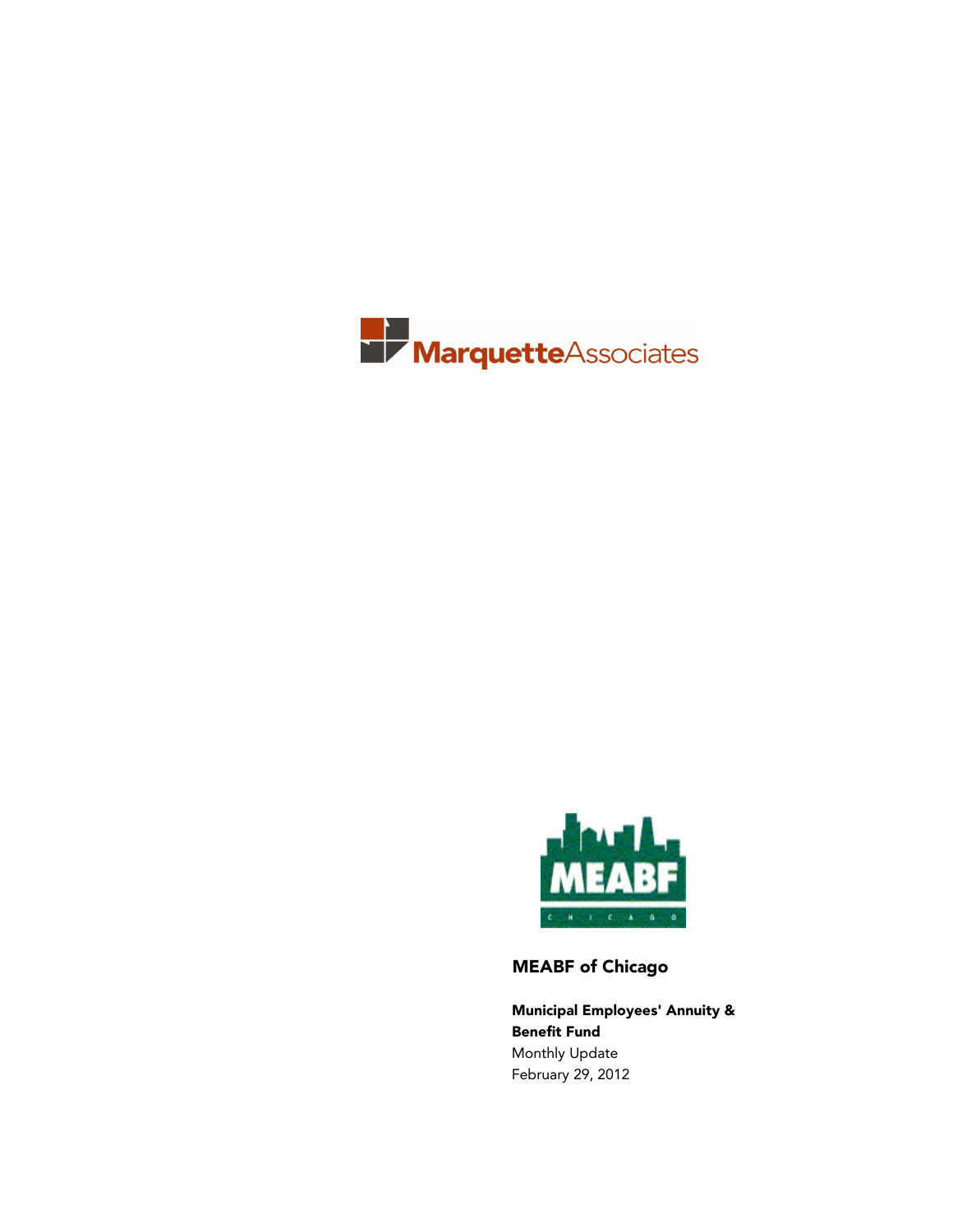MarquetteAssociates

MEABF CHICAGO

## MEABF of Chicago

**Municipal Employees' Annuity & Benefit Fund**

Monthly Update

February 29, 2012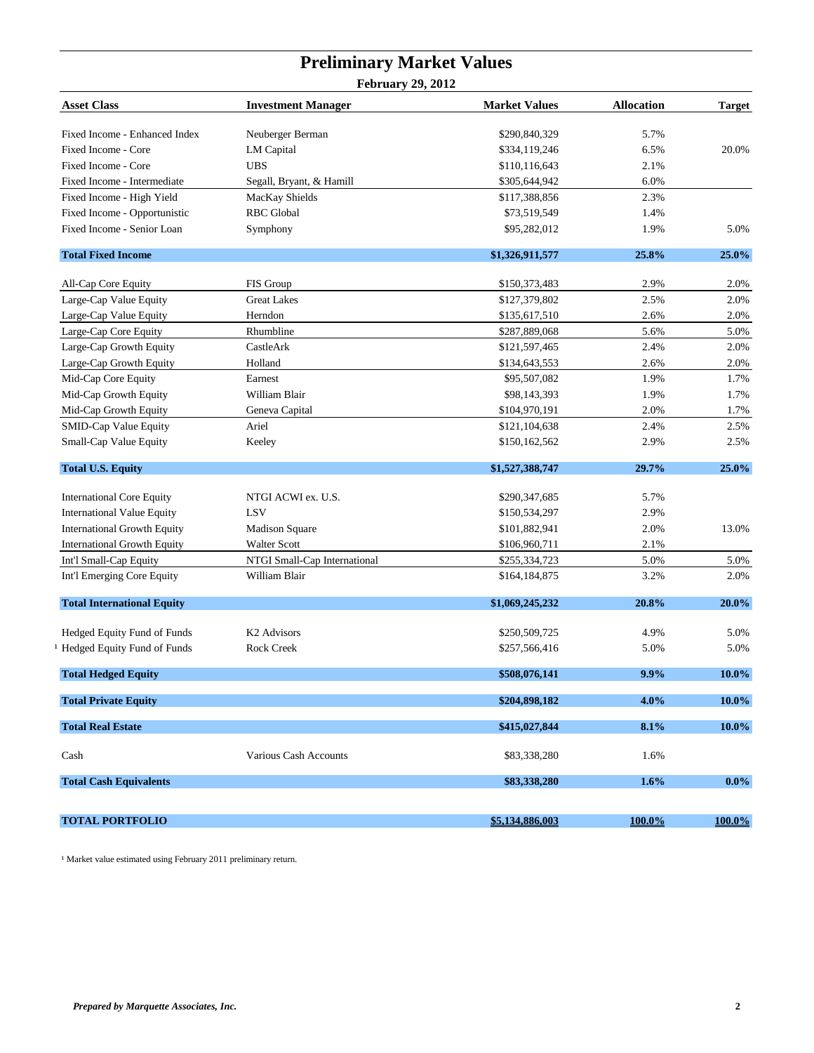# Preliminary Market Values

**February 29, 2012**

| Asset Class | Investment Manager | Market Values | Allocation | Target |
|---|---|---|---|---|
| Fixed Income - Enhanced Index | Neuberger Berman | $290,840,329 | 5.7% | |
| Fixed Income - Core | LM Capital | $334,119,246 | 6.5% | 20.0% |
| Fixed Income - Core | UBS | $110,116,643 | 2.1% | |
| Fixed Income - Intermediate | Segall, Bryant, & Hamill | $305,644,942 | 6.0% | |
| Fixed Income - High Yield | MacKay Shields | $117,388,856 | 2.3% | |
| Fixed Income - Opportunistic | RBC Global | $73,519,549 | 1.4% | |
| Fixed Income - Senior Loan | Symphony | $95,282,012 | 1.9% | 5.0% |
| **Total Fixed Income** | | **$1,326,911,577** | **25.8%** | **25.0%** |
| All-Cap Core Equity | FIS Group | $150,373,483 | 2.9% | 2.0% |
| Large-Cap Value Equity | Great Lakes | $127,379,802 | 2.5% | 2.0% |
| Large-Cap Value Equity | Herndon | $135,617,510 | 2.6% | 2.0% |
| Large-Cap Core Equity | Rhumbline | $287,889,068 | 5.6% | 5.0% |
| Large-Cap Growth Equity | CastleArk | $121,597,465 | 2.4% | 2.0% |
| Large-Cap Growth Equity | Holland | $134,643,553 | 2.6% | 2.0% |
| Mid-Cap Core Equity | Earnest | $95,507,082 | 1.9% | 1.7% |
| Mid-Cap Growth Equity | William Blair | $98,143,393 | 1.9% | 1.7% |
| Mid-Cap Growth Equity | Geneva Capital | $104,970,191 | 2.0% | 1.7% |
| SMID-Cap Value Equity | Ariel | $121,104,638 | 2.4% | 2.5% |
| Small-Cap Value Equity | Keeley | $150,162,562 | 2.9% | 2.5% |
| **Total U.S. Equity** | | **$1,527,388,747** | **29.7%** | **25.0%** |
| International Core Equity | NTGI ACWI ex. U.S. | $290,347,685 | 5.7% | |
| International Value Equity | LSV | $150,534,297 | 2.9% | |
| International Growth Equity | Madison Square | $101,882,941 | 2.0% | 13.0% |
| International Growth Equity | Walter Scott | $106,960,711 | 2.1% | |
| Int'l Small-Cap Equity | NTGI Small-Cap International | $255,334,723 | 5.0% | 5.0% |
| Int'l Emerging Core Equity | William Blair | $164,184,875 | 3.2% | 2.0% |
| **Total International Equity** | | **$1,069,245,232** | **20.8%** | **20.0%** |
| Hedged Equity Fund of Funds | K2 Advisors | $250,509,725 | 4.9% | 5.0% |
| [1] Hedged Equity Fund of Funds | Rock Creek | $257,566,416 | 5.0% | 5.0% |
| **Total Hedged Equity** | | **$508,076,141** | **9.9%** | **10.0%** |
| **Total Private Equity** | | **$204,898,182** | **4.0%** | **10.0%** |
| **Total Real Estate** | | **$415,027,844** | **8.1%** | **10.0%** |
| Cash | Various Cash Accounts | $83,338,280 | 1.6% | |
| **Total Cash Equivalents** | | **$83,338,280** | **1.6%** | **0.0%** |
| **TOTAL PORTFOLIO** | | **$5,134,886,003** | **100.0%** | **100.0%** |

[1] Market value estimated using February 2011 preliminary return.

*Prepared by Marquette Associates, Inc.*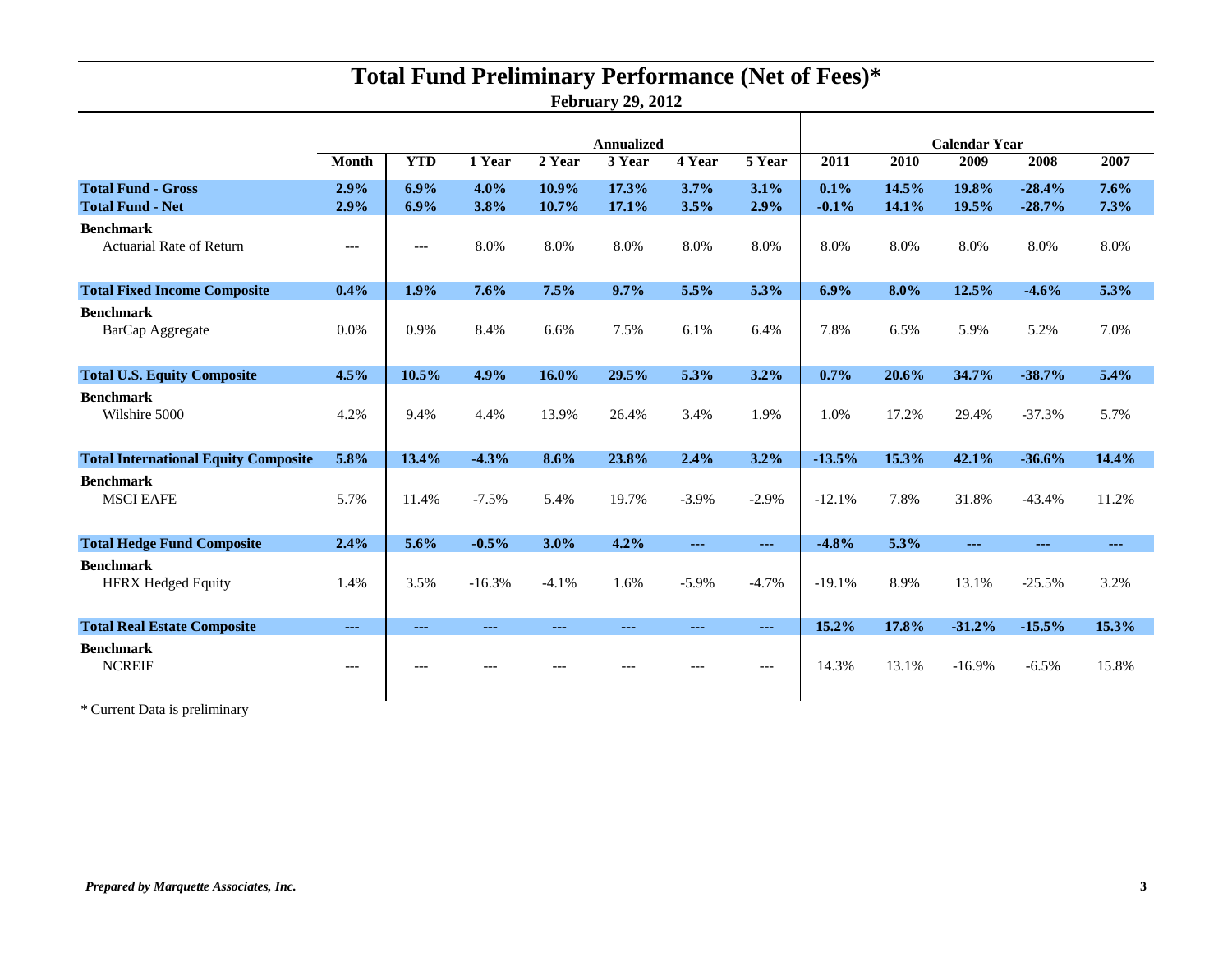# Total Fund Preliminary Performance (Net of Fees)*

**February 29, 2012**

| | | Annualized | | | | | | | Calendar Year | | | | |
|---|---|---|---|---|---|---|---|---|---|---|---|---|---|
| | **Month** | **YTD** | **1 Year** | **2 Year** | **3 Year** | **4 Year** | **5 Year** | **2011** | **2010** | **2009** | **2008** | **2007** |
| **Total Fund - Gross** | **2.9%** | **6.9%** | **4.0%** | **10.9%** | **17.3%** | **3.7%** | **3.1%** | **0.1%** | **14.5%** | **19.8%** | **-28.4%** | **7.6%** |
| **Total Fund - Net** | **2.9%** | **6.9%** | **3.8%** | **10.7%** | **17.1%** | **3.5%** | **2.9%** | **-0.1%** | **14.1%** | **19.5%** | **-28.7%** | **7.3%** |
| **Benchmark** | | | | | | | | | | | | |
| Actuarial Rate of Return | --- | --- | 8.0% | 8.0% | 8.0% | 8.0% | 8.0% | 8.0% | 8.0% | 8.0% | 8.0% | 8.0% |
| **Total Fixed Income Composite** | **0.4%** | **1.9%** | **7.6%** | **7.5%** | **9.7%** | **5.5%** | **5.3%** | **6.9%** | **8.0%** | **12.5%** | **-4.6%** | **5.3%** |
| **Benchmark** | | | | | | | | | | | | |
| BarCap Aggregate | 0.0% | 0.9% | 8.4% | 6.6% | 7.5% | 6.1% | 6.4% | 7.8% | 6.5% | 5.9% | 5.2% | 7.0% |
| **Total U.S. Equity Composite** | **4.5%** | **10.5%** | **4.9%** | **16.0%** | **29.5%** | **5.3%** | **3.2%** | **0.7%** | **20.6%** | **34.7%** | **-38.7%** | **5.4%** |
| **Benchmark** | | | | | | | | | | | | |
| Wilshire 5000 | 4.2% | 9.4% | 4.4% | 13.9% | 26.4% | 3.4% | 1.9% | 1.0% | 17.2% | 29.4% | -37.3% | 5.7% |
| **Total International Equity Composite** | **5.8%** | **13.4%** | **-4.3%** | **8.6%** | **23.8%** | **2.4%** | **3.2%** | **-13.5%** | **15.3%** | **42.1%** | **-36.6%** | **14.4%** |
| **Benchmark** | | | | | | | | | | | | |
| MSCI EAFE | 5.7% | 11.4% | -7.5% | 5.4% | 19.7% | -3.9% | -2.9% | -12.1% | 7.8% | 31.8% | -43.4% | 11.2% |
| **Total Hedge Fund Composite** | **2.4%** | **5.6%** | **-0.5%** | **3.0%** | **4.2%** | **---** | **---** | **-4.8%** | **5.3%** | **---** | **---** | **---** |
| **Benchmark** | | | | | | | | | | | | |
| HFRX Hedged Equity | 1.4% | 3.5% | -16.3% | -4.1% | 1.6% | -5.9% | -4.7% | -19.1% | 8.9% | 13.1% | -25.5% | 3.2% |
| **Total Real Estate Composite** | **---** | **---** | **---** | **---** | **---** | **---** | **---** | **15.2%** | **17.8%** | **-31.2%** | **-15.5%** | **15.3%** |
| **Benchmark** | | | | | | | | | | | | |
| NCREIF | --- | --- | --- | --- | --- | --- | --- | 14.3% | 13.1% | -16.9% | -6.5% | 15.8% |

* Current Data is preliminary

*Prepared by Marquette Associates, Inc.*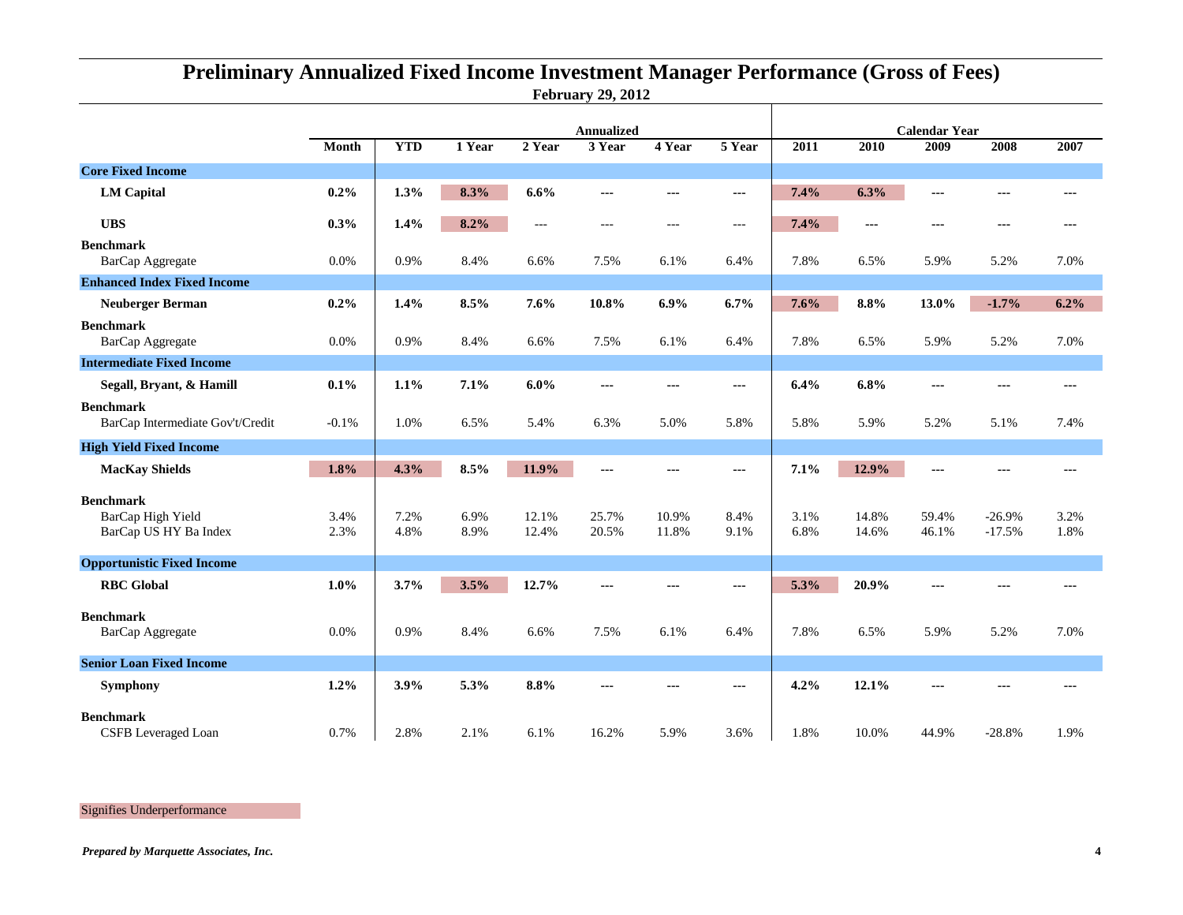# Preliminary Annualized Fixed Income Investment Manager Performance (Gross of Fees)

**February 29, 2012**

| | Month | YTD | Annualized 1 Year | 2 Year | 3 Year | 4 Year | 5 Year | Calendar Year 2011 | 2010 | 2009 | 2008 | 2007 |
|---|---|---|---|---|---|---|---|---|---|---|---|---|
| **Core Fixed Income** | | | | | | | | | | | | |
| **LM Capital** | **0.2%** | **1.3%** | **8.3%** | **6.6%** | --- | --- | --- | **7.4%** | **6.3%** | --- | --- | --- |
| **UBS** | **0.3%** | **1.4%** | **8.2%** | --- | --- | --- | --- | **7.4%** | --- | --- | --- | --- |
| **Benchmark** | | | | | | | | | | | | |
| BarCap Aggregate | 0.0% | 0.9% | 8.4% | 6.6% | 7.5% | 6.1% | 6.4% | 7.8% | 6.5% | 5.9% | 5.2% | 7.0% |
| **Enhanced Index Fixed Income** | | | | | | | | | | | | |
| **Neuberger Berman** | **0.2%** | **1.4%** | **8.5%** | **7.6%** | **10.8%** | **6.9%** | **6.7%** | **7.6%** | **8.8%** | **13.0%** | **-1.7%** | **6.2%** |
| **Benchmark** | | | | | | | | | | | | |
| BarCap Aggregate | 0.0% | 0.9% | 8.4% | 6.6% | 7.5% | 6.1% | 6.4% | 7.8% | 6.5% | 5.9% | 5.2% | 7.0% |
| **Intermediate Fixed Income** | | | | | | | | | | | | |
| **Segall, Bryant, & Hamill** | **0.1%** | **1.1%** | **7.1%** | **6.0%** | --- | --- | --- | **6.4%** | **6.8%** | --- | --- | --- |
| **Benchmark** | | | | | | | | | | | | |
| BarCap Intermediate Gov't/Credit | -0.1% | 1.0% | 6.5% | 5.4% | 6.3% | 5.0% | 5.8% | 5.8% | 5.9% | 5.2% | 5.1% | 7.4% |
| **High Yield Fixed Income** | | | | | | | | | | | | |
| **MacKay Shields** | **1.8%** | **4.3%** | **8.5%** | **11.9%** | --- | --- | --- | **7.1%** | **12.9%** | --- | --- | --- |
| **Benchmark** | | | | | | | | | | | | |
| BarCap High Yield | 3.4% | 7.2% | 6.9% | 12.1% | 25.7% | 10.9% | 8.4% | 3.1% | 14.8% | 59.4% | -26.9% | 3.2% |
| BarCap US HY Ba Index | 2.3% | 4.8% | 8.9% | 12.4% | 20.5% | 11.8% | 9.1% | 6.8% | 14.6% | 46.1% | -17.5% | 1.8% |
| **Opportunistic Fixed Income** | | | | | | | | | | | | |
| **RBC Global** | **1.0%** | **3.7%** | **3.5%** | **12.7%** | --- | --- | --- | **5.3%** | **20.9%** | --- | --- | --- |
| **Benchmark** | | | | | | | | | | | | |
| BarCap Aggregate | 0.0% | 0.9% | 8.4% | 6.6% | 7.5% | 6.1% | 6.4% | 7.8% | 6.5% | 5.9% | 5.2% | 7.0% |
| **Senior Loan Fixed Income** | | | | | | | | | | | | |
| **Symphony** | **1.2%** | **3.9%** | **5.3%** | **8.8%** | --- | --- | --- | **4.2%** | **12.1%** | --- | --- | --- |
| **Benchmark** | | | | | | | | | | | | |
| CSFB Leveraged Loan | 0.7% | 2.8% | 2.1% | 6.1% | 16.2% | 5.9% | 3.6% | 1.8% | 10.0% | 44.9% | -28.8% | 1.9% |

Signifies Underperformance

*Prepared by Marquette Associates, Inc.*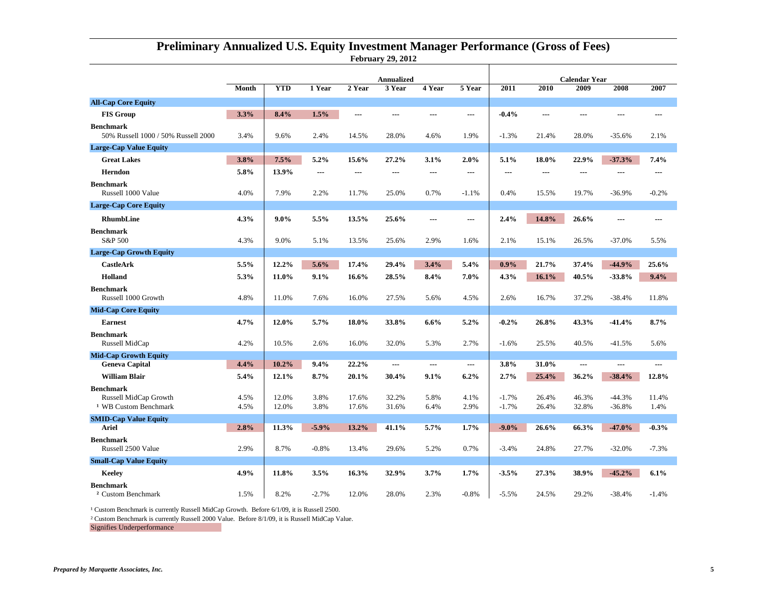# Preliminary Annualized U.S. Equity Investment Manager Performance (Gross of Fees)

**February 29, 2012**

| | Annualized | | | | | | | Calendar Year | | | | |
|---|---|---|---|---|---|---|---|---|---|---|---|---|
| | **Month** | **YTD** | **1 Year** | **2 Year** | **3 Year** | **4 Year** | **5 Year** | **2011** | **2010** | **2009** | **2008** | **2007** |
| **All-Cap Core Equity** | | | | | | | | | | | | |
| **FIS Group** | **3.3%** | **8.4%** | **1.5%** | --- | --- | --- | --- | **-0.4%** | --- | --- | --- | --- |
| **Benchmark** 50% Russell 1000 / 50% Russell 2000 | 3.4% | 9.6% | 2.4% | 14.5% | 28.0% | 4.6% | 1.9% | -1.3% | 21.4% | 28.0% | -35.6% | 2.1% |
| **Large-Cap Value Equity** | | | | | | | | | | | | |
| **Great Lakes** | **3.8%** | **7.5%** | **5.2%** | **15.6%** | **27.2%** | **3.1%** | **2.0%** | **5.1%** | **18.0%** | **22.9%** | **-37.3%** | **7.4%** |
| **Herndon** | **5.8%** | **13.9%** | --- | --- | --- | --- | --- | --- | --- | --- | --- | --- |
| **Benchmark** Russell 1000 Value | 4.0% | 7.9% | 2.2% | 11.7% | 25.0% | 0.7% | -1.1% | 0.4% | 15.5% | 19.7% | -36.9% | -0.2% |
| **Large-Cap Core Equity** | | | | | | | | | | | | |
| **RhumbLine** | **4.3%** | **9.0%** | **5.5%** | **13.5%** | **25.6%** | --- | --- | **2.4%** | **14.8%** | **26.6%** | --- | --- |
| **Benchmark** S&P 500 | 4.3% | 9.0% | 5.1% | 13.5% | 25.6% | 2.9% | 1.6% | 2.1% | 15.1% | 26.5% | -37.0% | 5.5% |
| **Large-Cap Growth Equity** | | | | | | | | | | | | |
| **CastleArk** | **5.5%** | **12.2%** | **5.6%** | **17.4%** | **29.4%** | **3.4%** | **5.4%** | **0.9%** | **21.7%** | **37.4%** | **-44.9%** | **25.6%** |
| **Holland** | **5.3%** | **11.0%** | **9.1%** | **16.6%** | **28.5%** | **8.4%** | **7.0%** | **4.3%** | **16.1%** | **40.5%** | **-33.8%** | **9.4%** |
| **Benchmark** Russell 1000 Growth | 4.8% | 11.0% | 7.6% | 16.0% | 27.5% | 5.6% | 4.5% | 2.6% | 16.7% | 37.2% | -38.4% | 11.8% |
| **Mid-Cap Core Equity** | | | | | | | | | | | | |
| **Earnest** | **4.7%** | **12.0%** | **5.7%** | **18.0%** | **33.8%** | **6.6%** | **5.2%** | **-0.2%** | **26.8%** | **43.3%** | **-41.4%** | **8.7%** |
| **Benchmark** Russell MidCap | 4.2% | 10.5% | 2.6% | 16.0% | 32.0% | 5.3% | 2.7% | -1.6% | 25.5% | 40.5% | -41.5% | 5.6% |
| **Mid-Cap Growth Equity** | | | | | | | | | | | | |
| **Geneva Capital** | **4.4%** | **10.2%** | **9.4%** | **22.2%** | --- | --- | --- | **3.8%** | **31.0%** | --- | --- | --- |
| **William Blair** | **5.4%** | **12.1%** | **8.7%** | **20.1%** | **30.4%** | **9.1%** | **6.2%** | **2.7%** | **25.4%** | **36.2%** | **-38.4%** | **12.8%** |
| **Benchmark** Russell MidCap Growth | 4.5% | 12.0% | 3.8% | 17.6% | 32.2% | 5.8% | 4.1% | -1.7% | 26.4% | 46.3% | -44.3% | 11.4% |
| [1] WB Custom Benchmark | 4.5% | 12.0% | 3.8% | 17.6% | 31.6% | 6.4% | 2.9% | -1.7% | 26.4% | 32.8% | -36.8% | 1.4% |
| **SMID-Cap Value Equity** | | | | | | | | | | | | |
| **Ariel** | **2.8%** | **11.3%** | **-5.9%** | **13.2%** | **41.1%** | **5.7%** | **1.7%** | **-9.0%** | **26.6%** | **66.3%** | **-47.0%** | **-0.3%** |
| **Benchmark** Russell 2500 Value | 2.9% | 8.7% | -0.8% | 13.4% | 29.6% | 5.2% | 0.7% | -3.4% | 24.8% | 27.7% | -32.0% | -7.3% |
| **Small-Cap Value Equity** | | | | | | | | | | | | |
| **Keeley** | **4.9%** | **11.8%** | **3.5%** | **16.3%** | **32.9%** | **3.7%** | **1.7%** | **-3.5%** | **27.3%** | **38.9%** | **-45.2%** | **6.1%** |
| **Benchmark** [2] Custom Benchmark | 1.5% | 8.2% | -2.7% | 12.0% | 28.0% | 2.3% | -0.8% | -5.5% | 24.5% | 29.2% | -38.4% | -1.4% |

[1] Custom Benchmark is currently Russell MidCap Growth. Before 6/1/09, it is Russell 2500.

[2] Custom Benchmark is currently Russell 2000 Value. Before 8/1/09, it is Russell MidCap Value.

Signifies Underperformance

*Prepared by Marquette Associates, Inc.*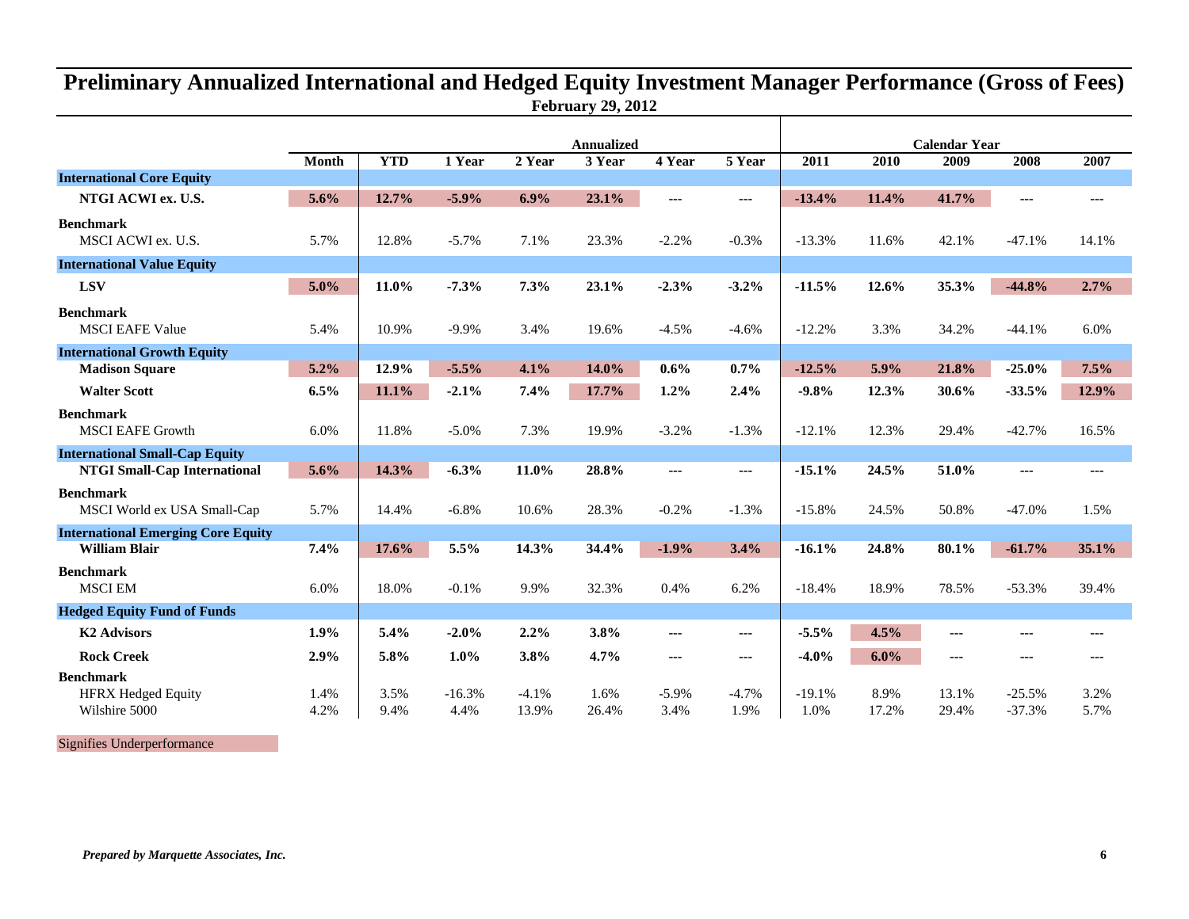# Preliminary Annualized International and Hedged Equity Investment Manager Performance (Gross of Fees)

**February 29, 2012**

| | Month | YTD | 1 Year | 2 Year | 3 Year | 4 Year | 5 Year | 2011 | 2010 | 2009 | 2008 | 2007 |
|---|---|---|---|---|---|---|---|---|---|---|---|---|
| | | | | | Annualized | | | | | Calendar Year | | |
| **International Core Equity** | | | | | | | | | | | | |
| **NTGI ACWI ex. U.S.** | **5.6%** | **12.7%** | **-5.9%** | **6.9%** | **23.1%** | --- | --- | **-13.4%** | **11.4%** | **41.7%** | --- | --- |
| **Benchmark** | | | | | | | | | | | | |
| MSCI ACWI ex. U.S. | 5.7% | 12.8% | -5.7% | 7.1% | 23.3% | -2.2% | -0.3% | -13.3% | 11.6% | 42.1% | -47.1% | 14.1% |
| **International Value Equity** | | | | | | | | | | | | |
| **LSV** | **5.0%** | **11.0%** | **-7.3%** | **7.3%** | **23.1%** | **-2.3%** | **-3.2%** | **-11.5%** | **12.6%** | **35.3%** | **-44.8%** | **2.7%** |
| **Benchmark** | | | | | | | | | | | | |
| MSCI EAFE Value | 5.4% | 10.9% | -9.9% | 3.4% | 19.6% | -4.5% | -4.6% | -12.2% | 3.3% | 34.2% | -44.1% | 6.0% |
| **International Growth Equity** | | | | | | | | | | | | |
| **Madison Square** | **5.2%** | **12.9%** | **-5.5%** | **4.1%** | **14.0%** | **0.6%** | **0.7%** | **-12.5%** | **5.9%** | **21.8%** | **-25.0%** | **7.5%** |
| **Walter Scott** | **6.5%** | **11.1%** | **-2.1%** | **7.4%** | **17.7%** | **1.2%** | **2.4%** | **-9.8%** | **12.3%** | **30.6%** | **-33.5%** | **12.9%** |
| **Benchmark** | | | | | | | | | | | | |
| MSCI EAFE Growth | 6.0% | 11.8% | -5.0% | 7.3% | 19.9% | -3.2% | -1.3% | -12.1% | 12.3% | 29.4% | -42.7% | 16.5% |
| **International Small-Cap Equity** | | | | | | | | | | | | |
| **NTGI Small-Cap International** | **5.6%** | **14.3%** | **-6.3%** | **11.0%** | **28.8%** | --- | --- | **-15.1%** | **24.5%** | **51.0%** | --- | --- |
| **Benchmark** | | | | | | | | | | | | |
| MSCI World ex USA Small-Cap | 5.7% | 14.4% | -6.8% | 10.6% | 28.3% | -0.2% | -1.3% | -15.8% | 24.5% | 50.8% | -47.0% | 1.5% |
| **International Emerging Core Equity** | | | | | | | | | | | | |
| **William Blair** | **7.4%** | **17.6%** | **5.5%** | **14.3%** | **34.4%** | **-1.9%** | **3.4%** | **-16.1%** | **24.8%** | **80.1%** | **-61.7%** | **35.1%** |
| **Benchmark** | | | | | | | | | | | | |
| MSCI EM | 6.0% | 18.0% | -0.1% | 9.9% | 32.3% | 0.4% | 6.2% | -18.4% | 18.9% | 78.5% | -53.3% | 39.4% |
| **Hedged Equity Fund of Funds** | | | | | | | | | | | | |
| **K2 Advisors** | **1.9%** | **5.4%** | **-2.0%** | **2.2%** | **3.8%** | --- | --- | **-5.5%** | **4.5%** | --- | --- | --- |
| **Rock Creek** | **2.9%** | **5.8%** | **1.0%** | **3.8%** | **4.7%** | --- | --- | **-4.0%** | **6.0%** | --- | --- | --- |
| **Benchmark** | | | | | | | | | | | | |
| HFRX Hedged Equity | 1.4% | 3.5% | -16.3% | -4.1% | 1.6% | -5.9% | -4.7% | -19.1% | 8.9% | 13.1% | -25.5% | 3.2% |
| Wilshire 5000 | 4.2% | 9.4% | 4.4% | 13.9% | 26.4% | 3.4% | 1.9% | 1.0% | 17.2% | 29.4% | -37.3% | 5.7% |

Signifies Underperformance

*Prepared by Marquette Associates, Inc.*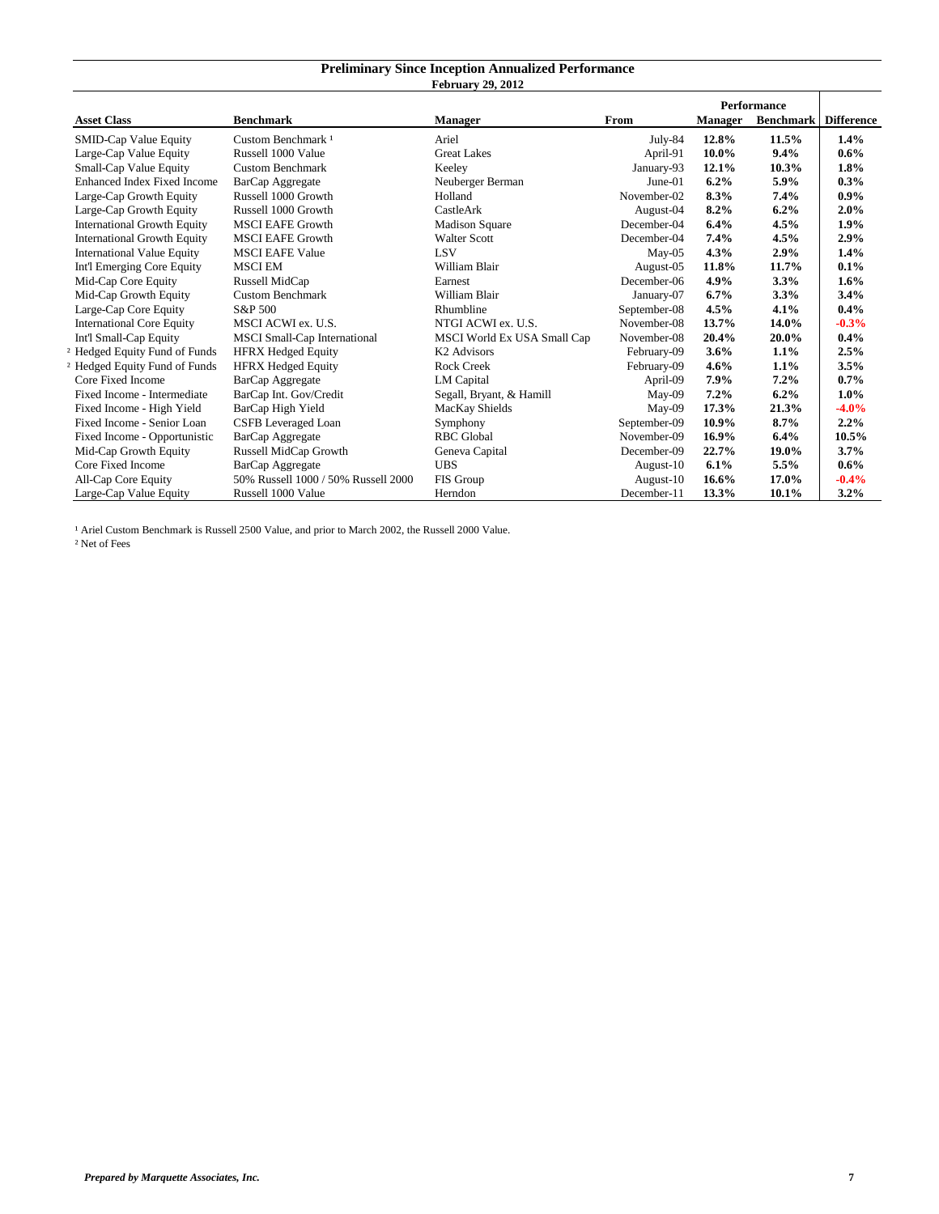## Preliminary Since Inception Annualized Performance

**February 29, 2012**

| Asset Class | Benchmark | Manager | From | Performance | | Difference |
|---|---|---|---|---|---|---|
| | | | | Manager | Benchmark | |
| SMID-Cap Value Equity | Custom Benchmark [1] | Ariel | July-84 | **12.8%** | **11.5%** | **1.4%** |
| Large-Cap Value Equity | Russell 1000 Value | Great Lakes | April-91 | **10.0%** | **9.4%** | **0.6%** |
| Small-Cap Value Equity | Custom Benchmark | Keeley | January-93 | **12.1%** | **10.3%** | **1.8%** |
| Enhanced Index Fixed Income | BarCap Aggregate | Neuberger Berman | June-01 | **6.2%** | **5.9%** | **0.3%** |
| Large-Cap Growth Equity | Russell 1000 Growth | Holland | November-02 | **8.3%** | **7.4%** | **0.9%** |
| Large-Cap Growth Equity | Russell 1000 Growth | CastleArk | August-04 | **8.2%** | **6.2%** | **2.0%** |
| International Growth Equity | MSCI EAFE Growth | Madison Square | December-04 | **6.4%** | **4.5%** | **1.9%** |
| International Growth Equity | MSCI EAFE Growth | Walter Scott | December-04 | **7.4%** | **4.5%** | **2.9%** |
| International Value Equity | MSCI EAFE Value | LSV | May-05 | **4.3%** | **2.9%** | **1.4%** |
| Int'l Emerging Core Equity | MSCI EM | William Blair | August-05 | **11.8%** | **11.7%** | **0.1%** |
| Mid-Cap Core Equity | Russell MidCap | Earnest | December-06 | **4.9%** | **3.3%** | **1.6%** |
| Mid-Cap Growth Equity | Custom Benchmark | William Blair | January-07 | **6.7%** | **3.3%** | **3.4%** |
| Large-Cap Core Equity | S&P 500 | Rhumbline | September-08 | **4.5%** | **4.1%** | **0.4%** |
| International Core Equity | MSCI ACWI ex. U.S. | NTGI ACWI ex. U.S. | November-08 | **13.7%** | **14.0%** | **-0.3%** |
| Int'l Small-Cap Equity | MSCI Small-Cap International | MSCI World Ex USA Small Cap | November-08 | **20.4%** | **20.0%** | **0.4%** |
| [2] Hedged Equity Fund of Funds | HFRX Hedged Equity | K2 Advisors | February-09 | **3.6%** | **1.1%** | **2.5%** |
| [2] Hedged Equity Fund of Funds | HFRX Hedged Equity | Rock Creek | February-09 | **4.6%** | **1.1%** | **3.5%** |
| Core Fixed Income | BarCap Aggregate | LM Capital | April-09 | **7.9%** | **7.2%** | **0.7%** |
| Fixed Income - Intermediate | BarCap Int. Gov/Credit | Segall, Bryant, & Hamill | May-09 | **7.2%** | **6.2%** | **1.0%** |
| Fixed Income - High Yield | BarCap High Yield | MacKay Shields | May-09 | **17.3%** | **21.3%** | **-4.0%** |
| Fixed Income - Senior Loan | CSFB Leveraged Loan | Symphony | September-09 | **10.9%** | **8.7%** | **2.2%** |
| Fixed Income - Opportunistic | BarCap Aggregate | RBC Global | November-09 | **16.9%** | **6.4%** | **10.5%** |
| Mid-Cap Growth Equity | Russell MidCap Growth | Geneva Capital | December-09 | **22.7%** | **19.0%** | **3.7%** |
| Core Fixed Income | BarCap Aggregate | UBS | August-10 | **6.1%** | **5.5%** | **0.6%** |
| All-Cap Core Equity | 50% Russell 1000 / 50% Russell 2000 | FIS Group | August-10 | **16.6%** | **17.0%** | **-0.4%** |
| Large-Cap Value Equity | Russell 1000 Value | Herndon | December-11 | **13.3%** | **10.1%** | **3.2%** |

[1] Ariel Custom Benchmark is Russell 2500 Value, and prior to March 2002, the Russell 2000 Value.

[2] Net of Fees

*Prepared by Marquette Associates, Inc.*